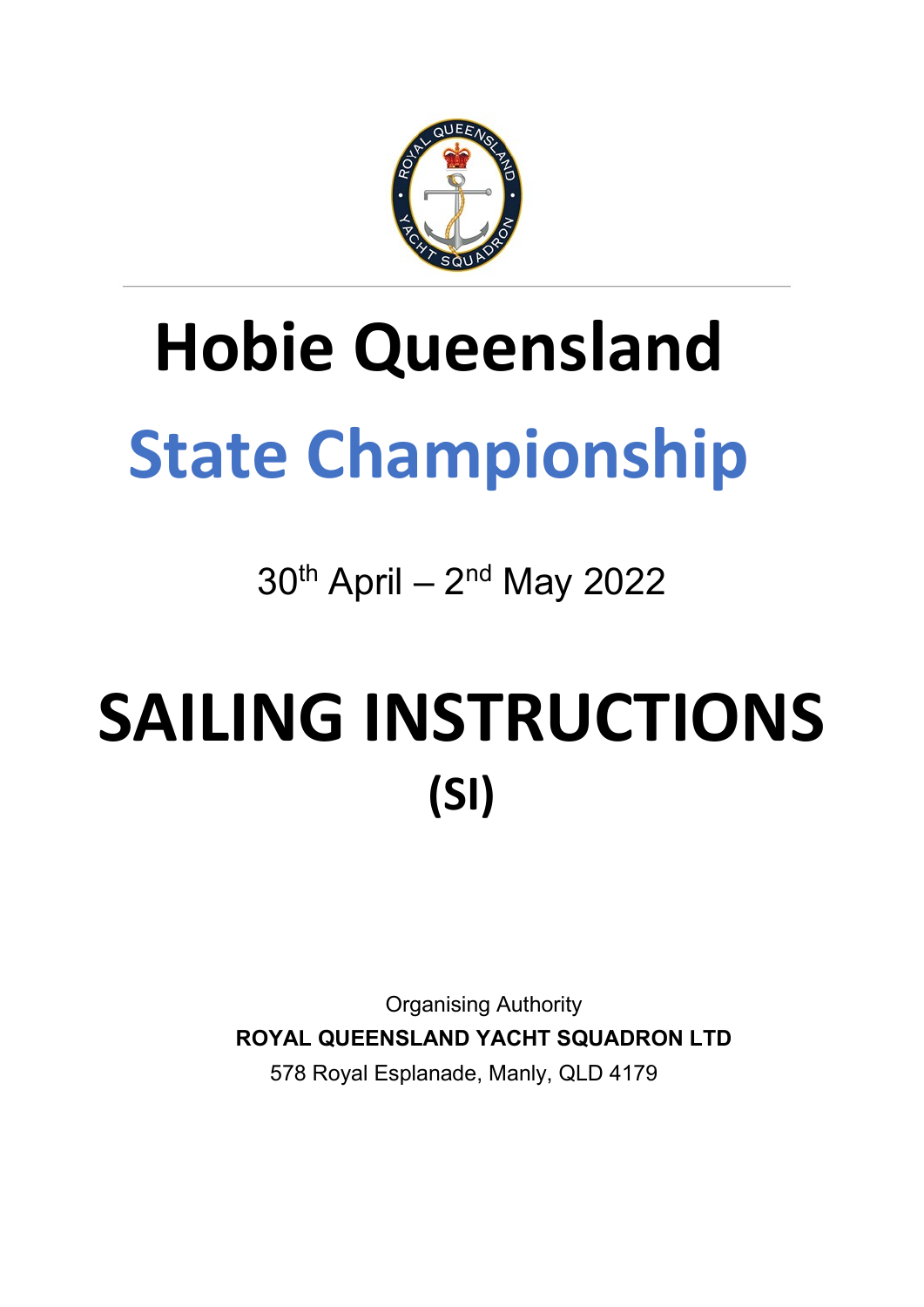# Hobie Queensland

# State Championship

30th April – 2nd May 2022

# SAILING INSTRUCTIONS

## (SI)

Organising Authority

**ROYAL QUEENSLAND YACHT SQUADRON LTD**

578 Royal Esplanade, Manly, QLD 4179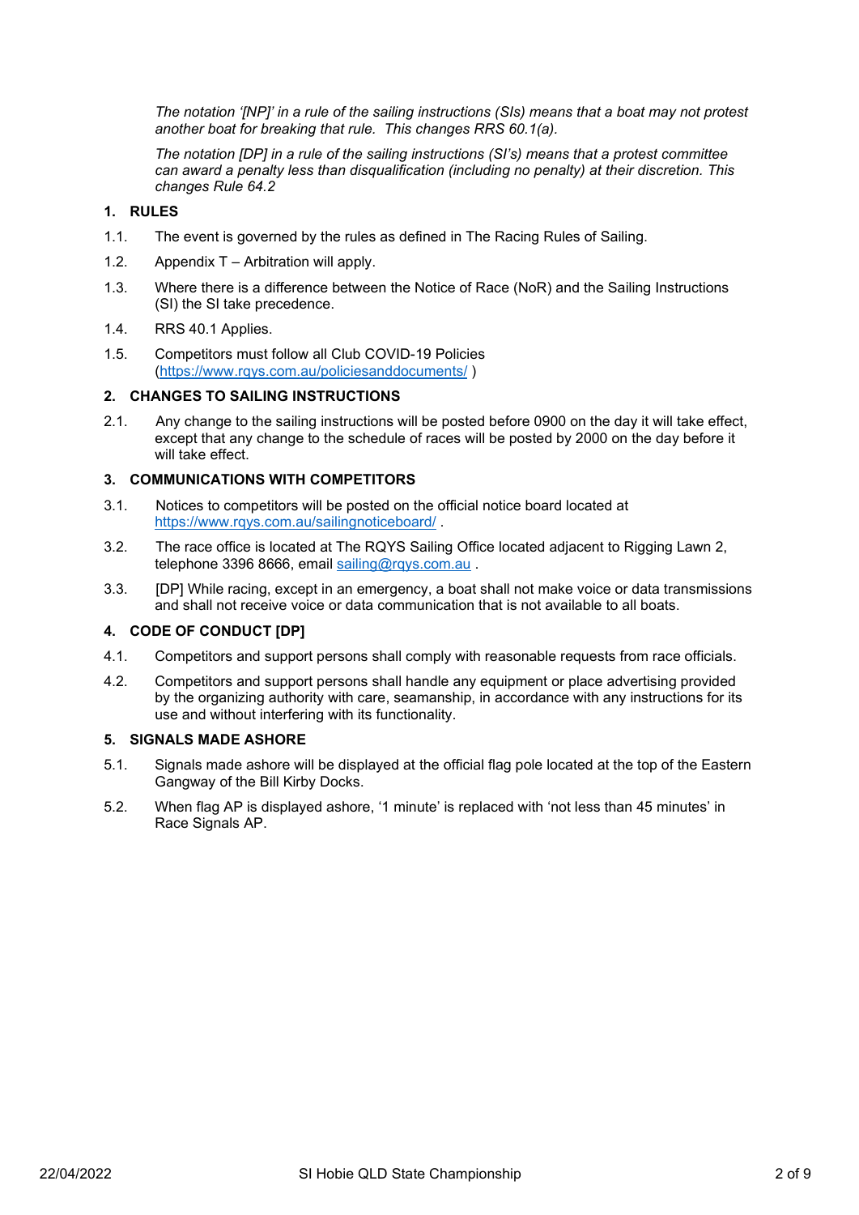*The notation '[NP]' in a rule of the sailing instructions (SIs) means that a boat may not protest another boat for breaking that rule. This changes RRS 60.1(a).*

*The notation [DP] in a rule of the sailing instructions (SI's) means that a protest committee can award a penalty less than disqualification (including no penalty) at their discretion. This changes Rule 64.2*

## 1. RULES

1.1. The event is governed by the rules as defined in The Racing Rules of Sailing.

1.2. Appendix T – Arbitration will apply.

1.3. Where there is a difference between the Notice of Race (NoR) and the Sailing Instructions (SI) the SI take precedence.

1.4. RRS 40.1 Applies.

1.5. Competitors must follow all Club COVID-19 Policies (https://www.rqys.com.au/policiesanddocuments/ )

## 2. CHANGES TO SAILING INSTRUCTIONS

2.1. Any change to the sailing instructions will be posted before 0900 on the day it will take effect, except that any change to the schedule of races will be posted by 2000 on the day before it will take effect.

## 3. COMMUNICATIONS WITH COMPETITORS

3.1. Notices to competitors will be posted on the official notice board located at https://www.rqys.com.au/sailingnoticeboard/ .

3.2. The race office is located at The RQYS Sailing Office located adjacent to Rigging Lawn 2, telephone 3396 8666, email sailing@rqys.com.au .

3.3. [DP] While racing, except in an emergency, a boat shall not make voice or data transmissions and shall not receive voice or data communication that is not available to all boats.

## 4. CODE OF CONDUCT [DP]

4.1. Competitors and support persons shall comply with reasonable requests from race officials.

4.2. Competitors and support persons shall handle any equipment or place advertising provided by the organizing authority with care, seamanship, in accordance with any instructions for its use and without interfering with its functionality.

## 5. SIGNALS MADE ASHORE

5.1. Signals made ashore will be displayed at the official flag pole located at the top of the Eastern Gangway of the Bill Kirby Docks.

5.2. When flag AP is displayed ashore, '1 minute' is replaced with 'not less than 45 minutes' in Race Signals AP.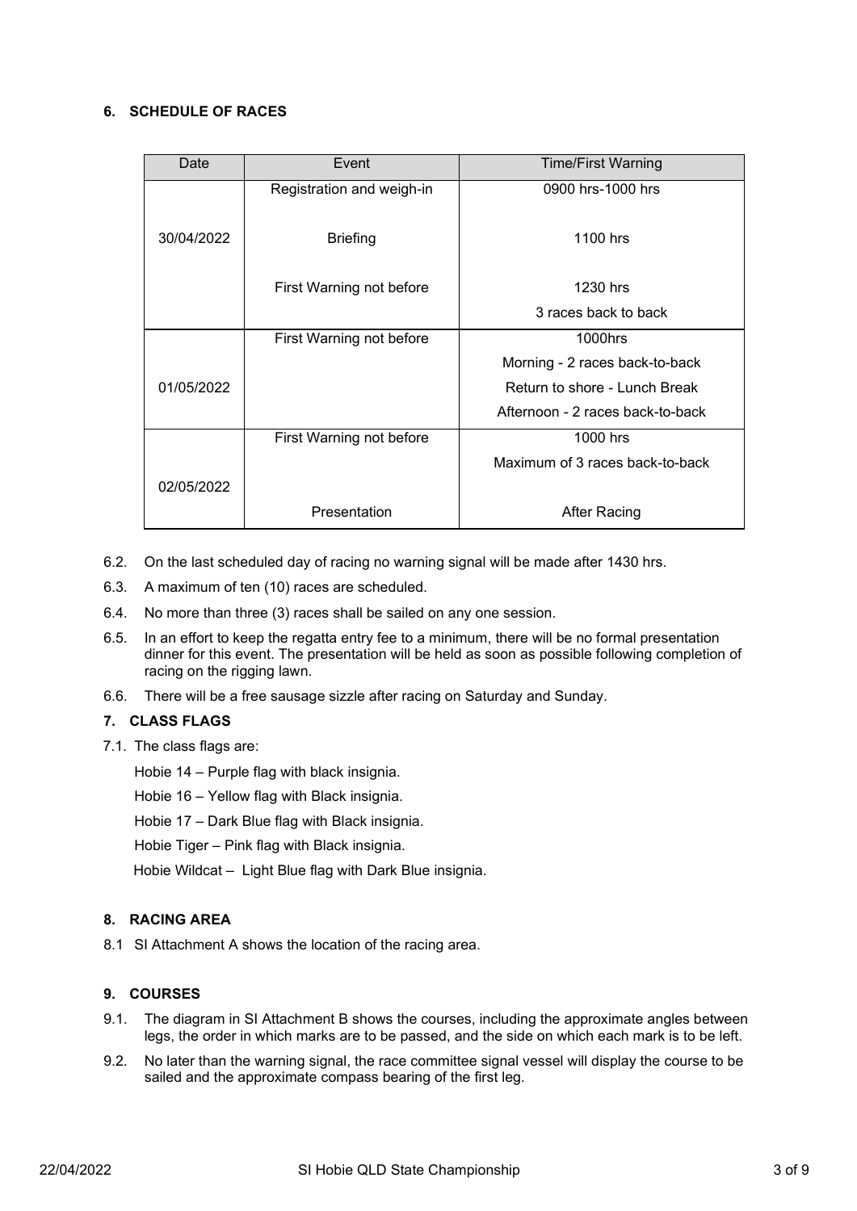## 6. SCHEDULE OF RACES

| Date | Event | Time/First Warning |
|---|---|---|
| 30/04/2022 | Registration and weigh-in | 0900 hrs-1000 hrs |
| | Briefing | 1100 hrs |
| | First Warning not before | 1230 hrs |
| | | 3 races back to back |
| 01/05/2022 | First Warning not before | 1000hrs |
| | | Morning - 2 races back-to-back |
| | | Return to shore - Lunch Break |
| | | Afternoon - 2 races back-to-back |
| 02/05/2022 | First Warning not before | 1000 hrs |
| | | Maximum of 3 races back-to-back |
| | Presentation | After Racing |

6.2. On the last scheduled day of racing no warning signal will be made after 1430 hrs.

6.3. A maximum of ten (10) races are scheduled.

6.4. No more than three (3) races shall be sailed on any one session.

6.5. In an effort to keep the regatta entry fee to a minimum, there will be no formal presentation dinner for this event. The presentation will be held as soon as possible following completion of racing on the rigging lawn.

6.6. There will be a free sausage sizzle after racing on Saturday and Sunday.

## 7. CLASS FLAGS

7.1. The class flags are:

Hobie 14 – Purple flag with black insignia.

Hobie 16 – Yellow flag with Black insignia.

Hobie 17 – Dark Blue flag with Black insignia.

Hobie Tiger – Pink flag with Black insignia.

Hobie Wildcat – Light Blue flag with Dark Blue insignia.

## 8. RACING AREA

8.1 SI Attachment A shows the location of the racing area.

## 9. COURSES

9.1. The diagram in SI Attachment B shows the courses, including the approximate angles between legs, the order in which marks are to be passed, and the side on which each mark is to be left.

9.2. No later than the warning signal, the race committee signal vessel will display the course to be sailed and the approximate compass bearing of the first leg.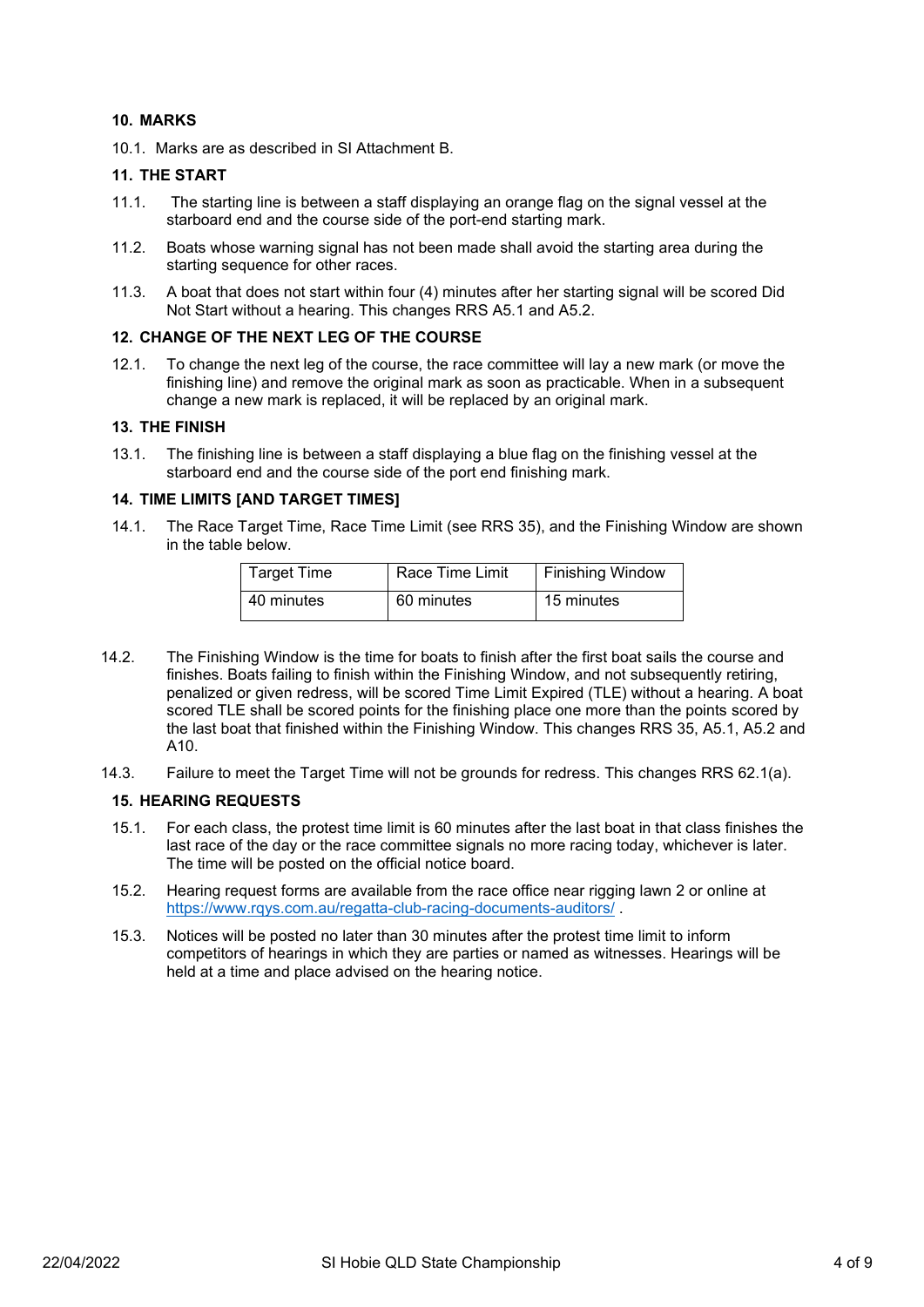## 10. MARKS

10.1. Marks are as described in SI Attachment B.

## 11. THE START

11.1. The starting line is between a staff displaying an orange flag on the signal vessel at the starboard end and the course side of the port-end starting mark.

11.2. Boats whose warning signal has not been made shall avoid the starting area during the starting sequence for other races.

11.3. A boat that does not start within four (4) minutes after her starting signal will be scored Did Not Start without a hearing. This changes RRS A5.1 and A5.2.

## 12. CHANGE OF THE NEXT LEG OF THE COURSE

12.1. To change the next leg of the course, the race committee will lay a new mark (or move the finishing line) and remove the original mark as soon as practicable. When in a subsequent change a new mark is replaced, it will be replaced by an original mark.

## 13. THE FINISH

13.1. The finishing line is between a staff displaying a blue flag on the finishing vessel at the starboard end and the course side of the port end finishing mark.

## 14. TIME LIMITS [AND TARGET TIMES]

14.1. The Race Target Time, Race Time Limit (see RRS 35), and the Finishing Window are shown in the table below.

| Target Time | Race Time Limit | Finishing Window |
|---|---|---|
| 40 minutes | 60 minutes | 15 minutes |

14.2. The Finishing Window is the time for boats to finish after the first boat sails the course and finishes. Boats failing to finish within the Finishing Window, and not subsequently retiring, penalized or given redress, will be scored Time Limit Expired (TLE) without a hearing. A boat scored TLE shall be scored points for the finishing place one more than the points scored by the last boat that finished within the Finishing Window. This changes RRS 35, A5.1, A5.2 and A10.

14.3. Failure to meet the Target Time will not be grounds for redress. This changes RRS 62.1(a).

## 15. HEARING REQUESTS

15.1. For each class, the protest time limit is 60 minutes after the last boat in that class finishes the last race of the day or the race committee signals no more racing today, whichever is later. The time will be posted on the official notice board.

15.2. Hearing request forms are available from the race office near rigging lawn 2 or online at https://www.rqys.com.au/regatta-club-racing-documents-auditors/ .

15.3. Notices will be posted no later than 30 minutes after the protest time limit to inform competitors of hearings in which they are parties or named as witnesses. Hearings will be held at a time and place advised on the hearing notice.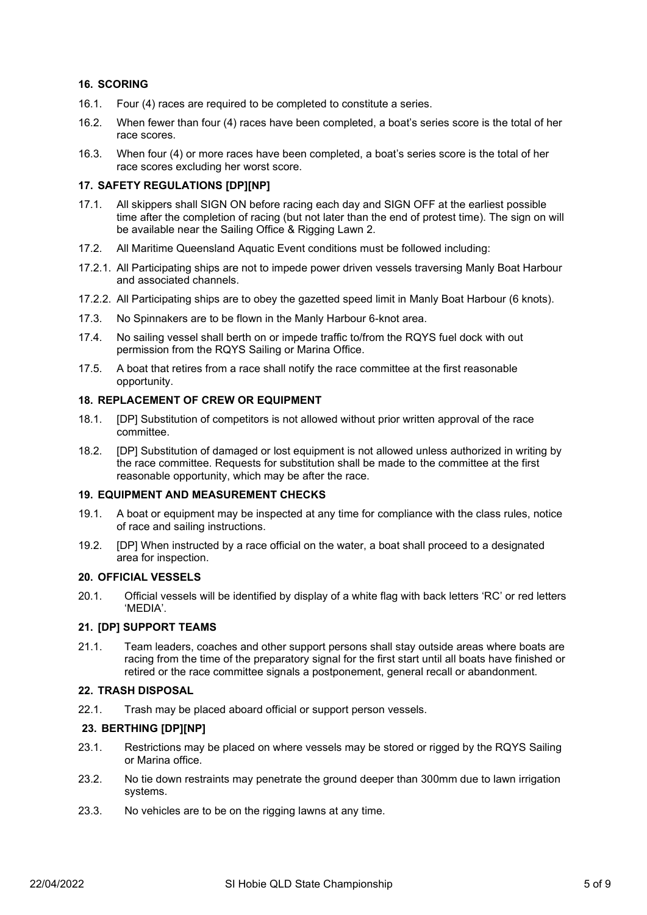### 16. SCORING

16.1. Four (4) races are required to be completed to constitute a series.

16.2. When fewer than four (4) races have been completed, a boat's series score is the total of her race scores.

16.3. When four (4) or more races have been completed, a boat's series score is the total of her race scores excluding her worst score.

### 17. SAFETY REGULATIONS [DP][NP]

17.1. All skippers shall SIGN ON before racing each day and SIGN OFF at the earliest possible time after the completion of racing (but not later than the end of protest time). The sign on will be available near the Sailing Office & Rigging Lawn 2.

17.2. All Maritime Queensland Aquatic Event conditions must be followed including:

17.2.1. All Participating ships are not to impede power driven vessels traversing Manly Boat Harbour and associated channels.

17.2.2. All Participating ships are to obey the gazetted speed limit in Manly Boat Harbour (6 knots).

17.3. No Spinnakers are to be flown in the Manly Harbour 6-knot area.

17.4. No sailing vessel shall berth on or impede traffic to/from the RQYS fuel dock with out permission from the RQYS Sailing or Marina Office.

17.5. A boat that retires from a race shall notify the race committee at the first reasonable opportunity.

### 18. REPLACEMENT OF CREW OR EQUIPMENT

18.1. [DP] Substitution of competitors is not allowed without prior written approval of the race committee.

18.2. [DP] Substitution of damaged or lost equipment is not allowed unless authorized in writing by the race committee. Requests for substitution shall be made to the committee at the first reasonable opportunity, which may be after the race.

### 19. EQUIPMENT AND MEASUREMENT CHECKS

19.1. A boat or equipment may be inspected at any time for compliance with the class rules, notice of race and sailing instructions.

19.2. [DP] When instructed by a race official on the water, a boat shall proceed to a designated area for inspection.

### 20. OFFICIAL VESSELS

20.1. Official vessels will be identified by display of a white flag with back letters 'RC' or red letters 'MEDIA'.

### 21. [DP] SUPPORT TEAMS

21.1. Team leaders, coaches and other support persons shall stay outside areas where boats are racing from the time of the preparatory signal for the first start until all boats have finished or retired or the race committee signals a postponement, general recall or abandonment.

### 22. TRASH DISPOSAL

22.1. Trash may be placed aboard official or support person vessels.

### 23. BERTHING [DP][NP]

23.1. Restrictions may be placed on where vessels may be stored or rigged by the RQYS Sailing or Marina office.

23.2. No tie down restraints may penetrate the ground deeper than 300mm due to lawn irrigation systems.

23.3. No vehicles are to be on the rigging lawns at any time.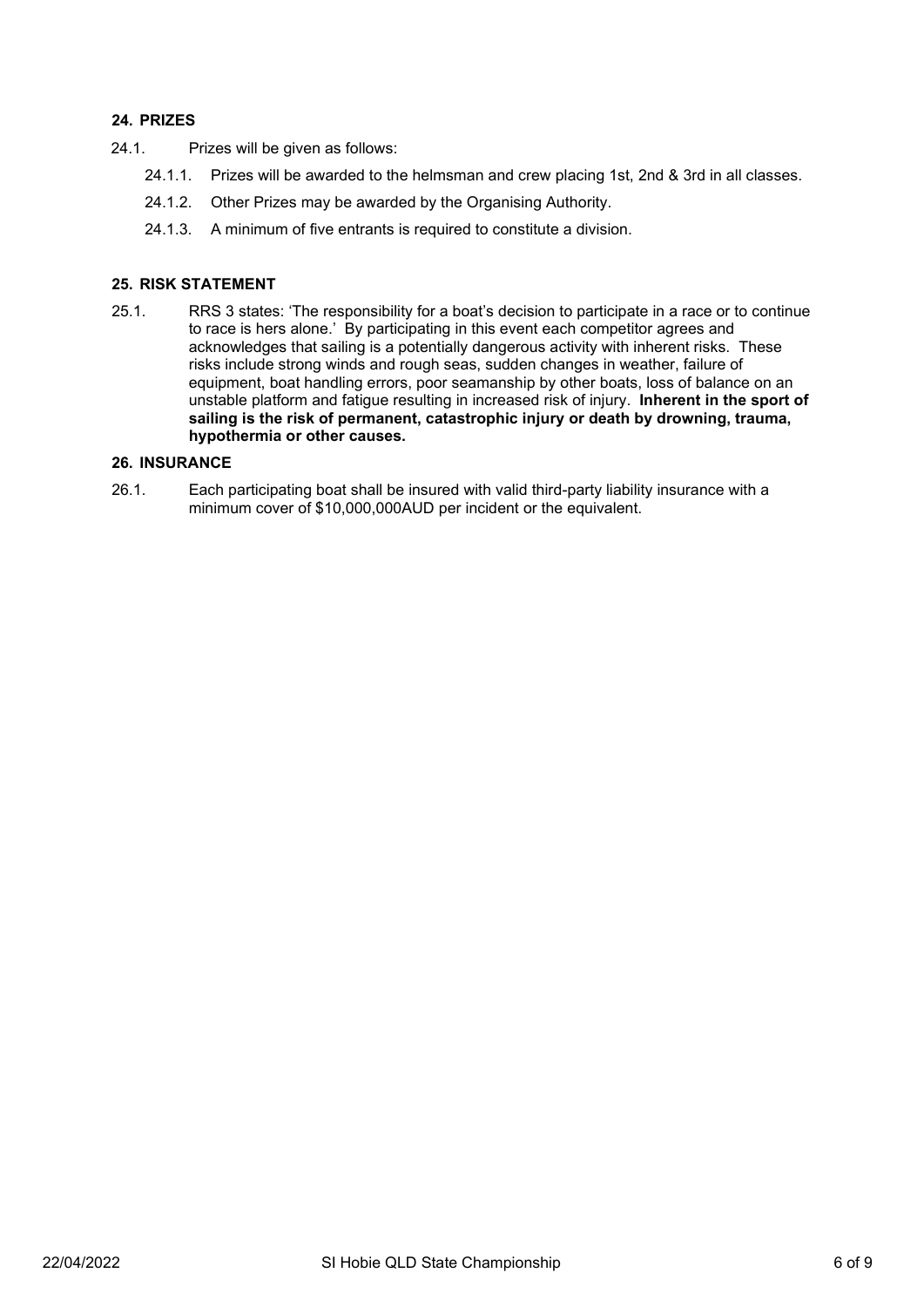## 24. PRIZES

24.1. Prizes will be given as follows:

- 24.1.1. Prizes will be awarded to the helmsman and crew placing 1st, 2nd & 3rd in all classes.
- 24.1.2. Other Prizes may be awarded by the Organising Authority.
- 24.1.3. A minimum of five entrants is required to constitute a division.

## 25. RISK STATEMENT

25.1. RRS 3 states: 'The responsibility for a boat's decision to participate in a race or to continue to race is hers alone.' By participating in this event each competitor agrees and acknowledges that sailing is a potentially dangerous activity with inherent risks. These risks include strong winds and rough seas, sudden changes in weather, failure of equipment, boat handling errors, poor seamanship by other boats, loss of balance on an unstable platform and fatigue resulting in increased risk of injury. **Inherent in the sport of sailing is the risk of permanent, catastrophic injury or death by drowning, trauma, hypothermia or other causes.**

## 26. INSURANCE

26.1. Each participating boat shall be insured with valid third-party liability insurance with a minimum cover of $10,000,000AUD per incident or the equivalent.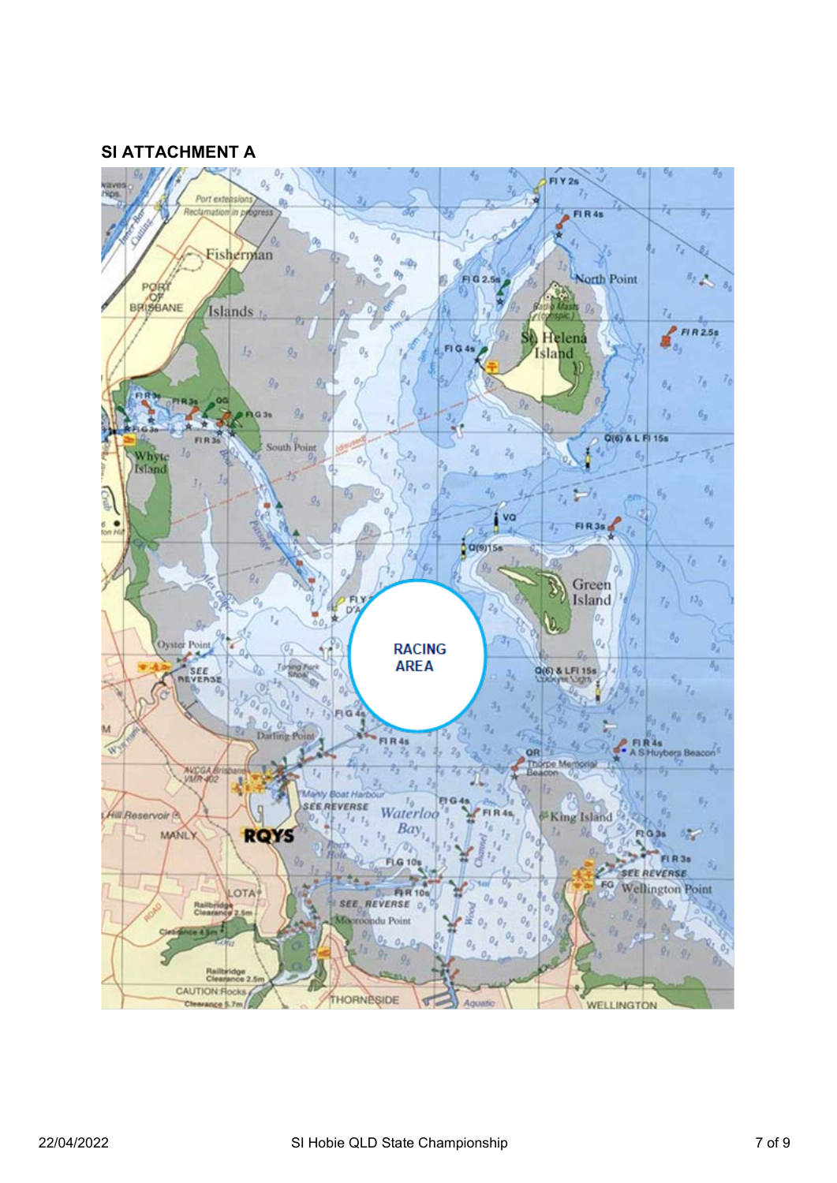## SI ATTACHMENT A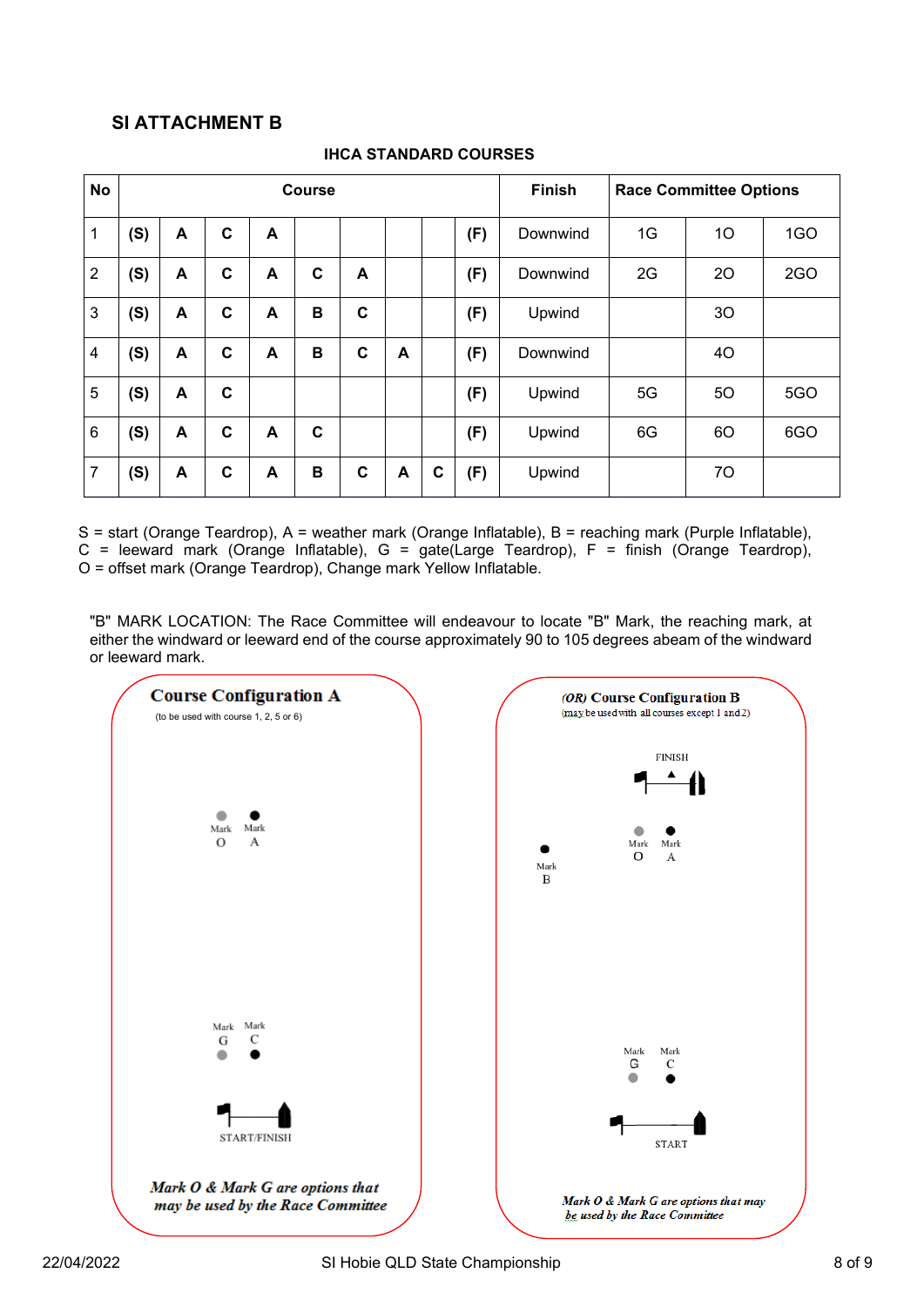## SI ATTACHMENT B

### IHCA STANDARD COURSES

| No | Course | | | | | | | | | Finish | Race Committee Options | | |
|---|---|---|---|---|---|---|---|---|---|---|---|---|---|
| 1 | (S) | A | C | A | | | | | (F) | Downwind | 1G | 1O | 1GO |
| 2 | (S) | A | C | A | C | A | | | (F) | Downwind | 2G | 2O | 2GO |
| 3 | (S) | A | C | A | B | C | | | (F) | Upwind | | 3O | |
| 4 | (S) | A | C | A | B | C | A | | (F) | Downwind | | 4O | |
| 5 | (S) | A | C | | | | | | (F) | Upwind | 5G | 5O | 5GO |
| 6 | (S) | A | C | A | C | | | | (F) | Upwind | 6G | 6O | 6GO |
| 7 | (S) | A | C | A | B | C | A | C | (F) | Upwind | | 7O | |

S = start (Orange Teardrop), A = weather mark (Orange Inflatable), B = reaching mark (Purple Inflatable), C = leeward mark (Orange Inflatable), G = gate(Large Teardrop), F = finish (Orange Teardrop), O = offset mark (Orange Teardrop), Change mark Yellow Inflatable.

"B" MARK LOCATION: The Race Committee will endeavour to locate "B" Mark, the reaching mark, at either the windward or leeward end of the course approximately 90 to 105 degrees abeam of the windward or leeward mark.

**Course Configuration A**

(to be used with course 1, 2, 5 or 6)

Mark O Mark A

Mark G Mark C

START/FINISH

*Mark O & Mark G are options that may be used by the Race Committee*

***(OR)* Course Configuration B**

(may be used with all courses except 1 and 2)

FINISH

Mark O Mark A

Mark B

Mark G Mark C

START

*Mark O & Mark G are options that may be used by the Race Committee*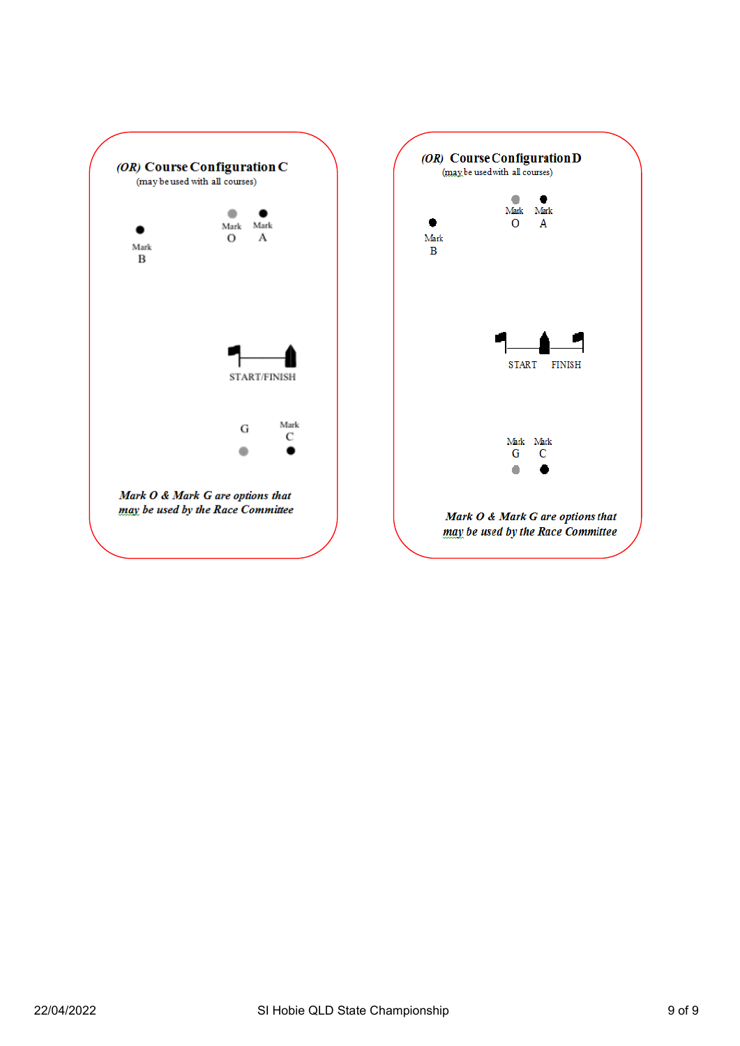## *(OR)* Course Configuration C

(may be used with all courses)

Mark O

Mark A

Mark B

START/FINISH

G

Mark C

*Mark O & Mark G are options that may be used by the Race Committee*

## *(OR)* Course Configuration D

(may be used with all courses)

Mark O

Mark A

Mark B

START

FINISH

Mark G

Mark C

*Mark O & Mark G are options that may be used by the Race Committee*